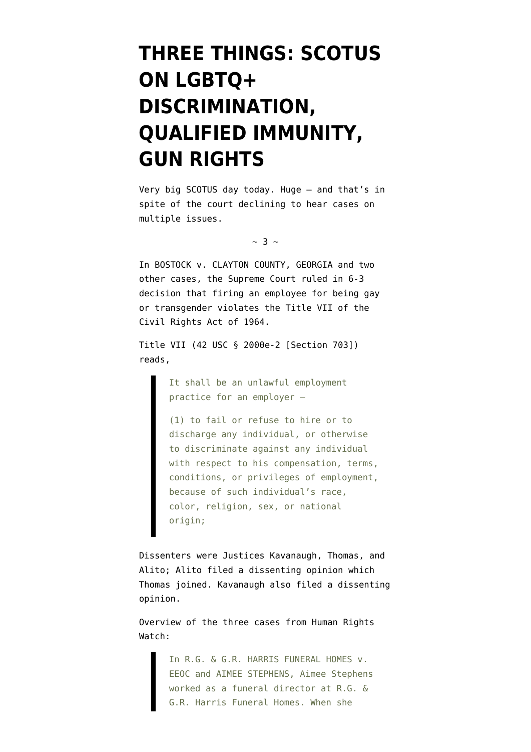# THREE THINGS: SCOTUS ON LGBTQ+ DISCRIMINATION, QUALIFIED IMMUNITY, GUN RIGHTS

Very big SCOTUS day today. Huge — and that's in spite of the court declining to hear cases on multiple issues.

~ 3 ~

In BOSTOCK v. CLAYTON COUNTY, GEORGIA and two other cases, the Supreme Court ruled in 6-3 decision that firing an employee for being gay or transgender violates the Title VII of the Civil Rights Act of 1964.

Title VII (42 USC § 2000e-2 [Section 703]) reads,

> It shall be an unlawful employment practice for an employer —
>
> (1) to fail or refuse to hire or to discharge any individual, or otherwise to discriminate against any individual with respect to his compensation, terms, conditions, or privileges of employment, because of such individual's race, color, religion, sex, or national origin;

Dissenters were Justices Kavanaugh, Thomas, and Alito; Alito filed a dissenting opinion which Thomas joined. Kavanaugh also filed a dissenting opinion.

Overview of the three cases from Human Rights Watch:

> In R.G. & G.R. HARRIS FUNERAL HOMES v. EEOC and AIMEE STEPHENS, Aimee Stephens worked as a funeral director at R.G. & G.R. Harris Funeral Homes. When she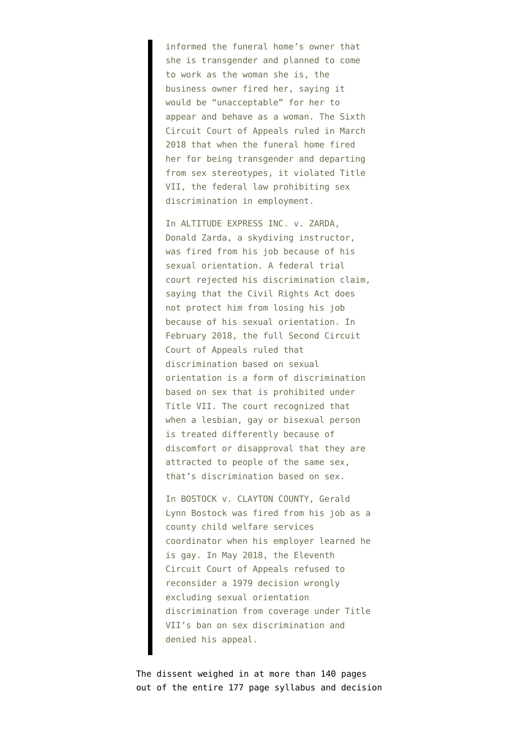> informed the funeral home's owner that she is transgender and planned to come to work as the woman she is, the business owner fired her, saying it would be "unacceptable" for her to appear and behave as a woman. The Sixth Circuit Court of Appeals ruled in March 2018 that when the funeral home fired her for being transgender and departing from sex stereotypes, it violated Title VII, the federal law prohibiting sex discrimination in employment.
>
> In ALTITUDE EXPRESS INC. v. ZARDA, Donald Zarda, a skydiving instructor, was fired from his job because of his sexual orientation. A federal trial court rejected his discrimination claim, saying that the Civil Rights Act does not protect him from losing his job because of his sexual orientation. In February 2018, the full Second Circuit Court of Appeals ruled that discrimination based on sexual orientation is a form of discrimination based on sex that is prohibited under Title VII. The court recognized that when a lesbian, gay or bisexual person is treated differently because of discomfort or disapproval that they are attracted to people of the same sex, that's discrimination based on sex.
>
> In BOSTOCK v. CLAYTON COUNTY, Gerald Lynn Bostock was fired from his job as a county child welfare services coordinator when his employer learned he is gay. In May 2018, the Eleventh Circuit Court of Appeals refused to reconsider a 1979 decision wrongly excluding sexual orientation discrimination from coverage under Title VII's ban on sex discrimination and denied his appeal.

The dissent weighed in at more than 140 pages out of the entire 177 page syllabus and decision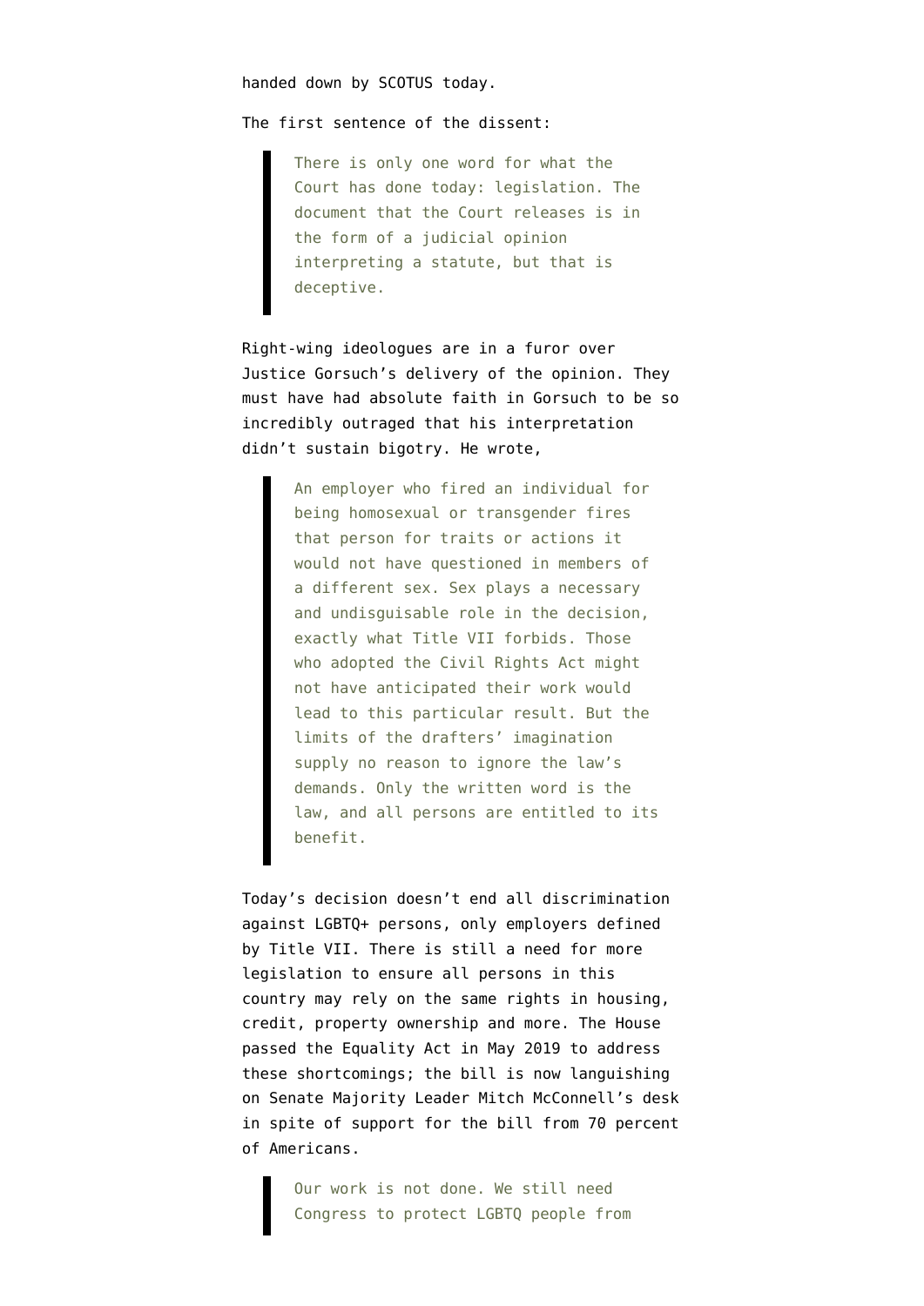handed down by SCOTUS today.

The first sentence of the dissent:

> There is only one word for what the Court has done today: legislation. The document that the Court releases is in the form of a judicial opinion interpreting a statute, but that is deceptive.

Right-wing ideologues are in a furor over Justice Gorsuch's delivery of the opinion. They must have had absolute faith in Gorsuch to be so incredibly outraged that his interpretation didn't sustain bigotry. He wrote,

> An employer who fired an individual for being homosexual or transgender fires that person for traits or actions it would not have questioned in members of a different sex. Sex plays a necessary and undisguisable role in the decision, exactly what Title VII forbids. Those who adopted the Civil Rights Act might not have anticipated their work would lead to this particular result. But the limits of the drafters' imagination supply no reason to ignore the law's demands. Only the written word is the law, and all persons are entitled to its benefit.

Today's decision doesn't end all discrimination against LGBTQ+ persons, only employers defined by Title VII. There is still a need for more legislation to ensure all persons in this country may rely on the same rights in housing, credit, property ownership and more. The House passed the Equality Act in May 2019 to address these shortcomings; the bill is now languishing on Senate Majority Leader Mitch McConnell's desk in spite of support for the bill from 70 percent of Americans.

> Our work is not done. We still need Congress to protect LGBTQ people from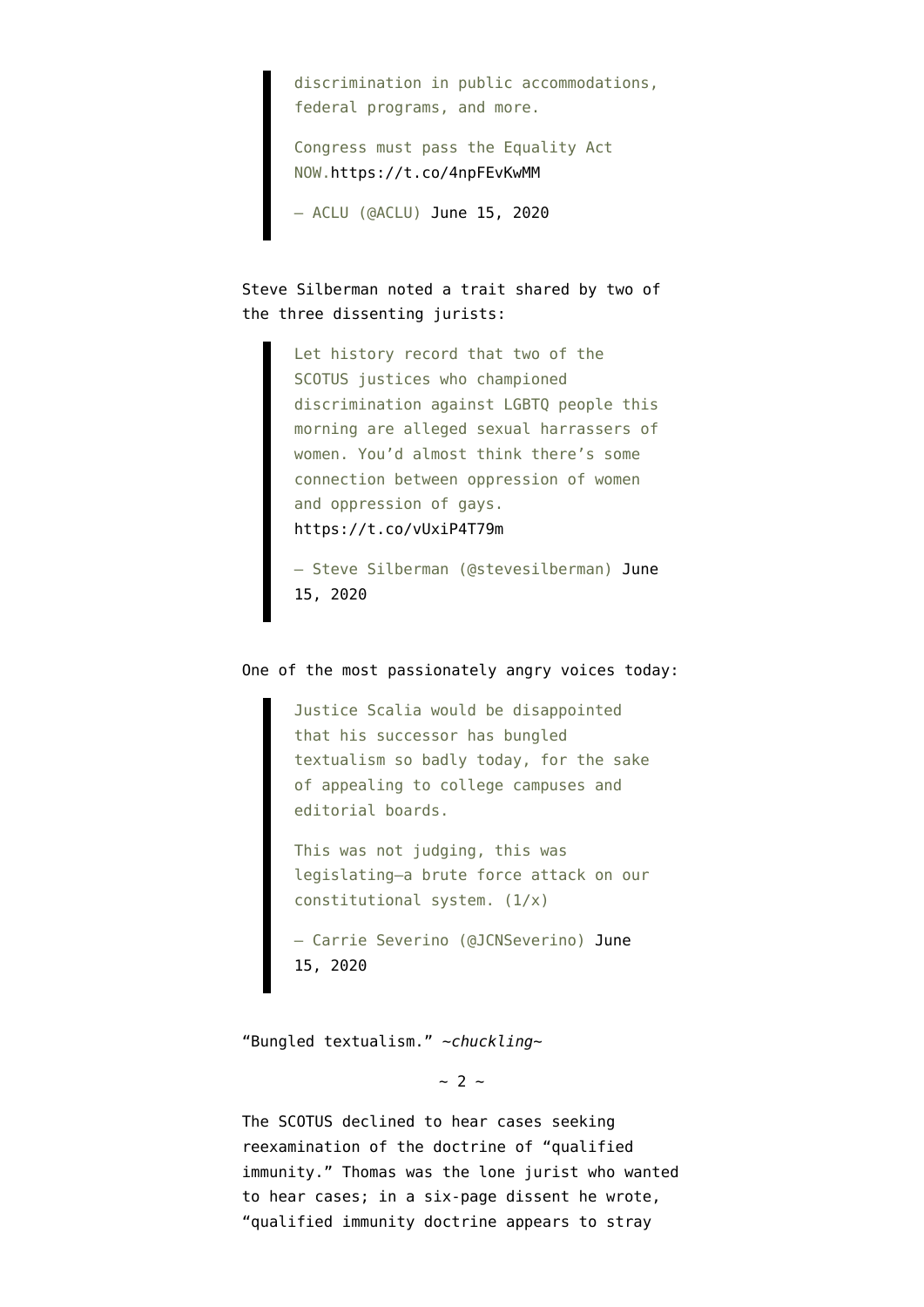> discrimination in public accommodations, federal programs, and more.
>
> Congress must pass the Equality Act NOW.https://t.co/4npFEvKwMM
>
> — ACLU (@ACLU) June 15, 2020

Steve Silberman noted a trait shared by two of the three dissenting jurists:

> Let history record that two of the SCOTUS justices who championed discrimination against LGBTQ people this morning are alleged sexual harrassers of women. You'd almost think there's some connection between oppression of women and oppression of gays. https://t.co/vUxiP4T79m
>
> — Steve Silberman (@stevesilberman) June 15, 2020

One of the most passionately angry voices today:

> Justice Scalia would be disappointed that his successor has bungled textualism so badly today, for the sake of appealing to college campuses and editorial boards.
>
> This was not judging, this was legislating—a brute force attack on our constitutional system. (1/x)
>
> — Carrie Severino (@JCNSeverino) June 15, 2020

"Bungled textualism." *~chuckling~*

~ 2 ~

The SCOTUS declined to hear cases seeking reexamination of the doctrine of "qualified immunity." Thomas was the lone jurist who wanted to hear cases; in a six-page dissent he wrote, "qualified immunity doctrine appears to stray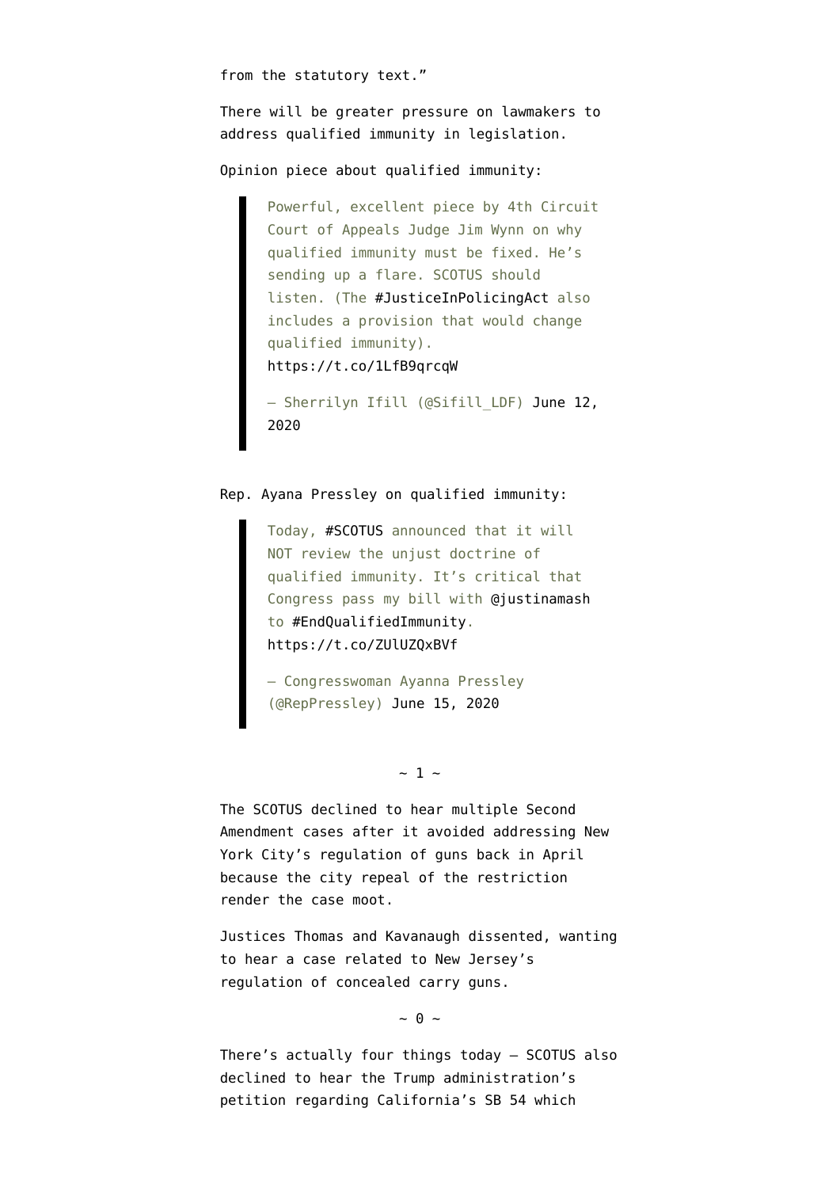from the statutory text."

There will be greater pressure on lawmakers to address qualified immunity in legislation.

Opinion piece about qualified immunity:

> Powerful, excellent piece by 4th Circuit Court of Appeals Judge Jim Wynn on why qualified immunity must be fixed. He's sending up a flare. SCOTUS should listen. (The #JusticeInPolicingAct also includes a provision that would change qualified immunity). https://t.co/1LfB9qrcqW
>
> — Sherrilyn Ifill (@Sifill_LDF) June 12, 2020

Rep. Ayana Pressley on qualified immunity:

> Today, #SCOTUS announced that it will NOT review the unjust doctrine of qualified immunity. It's critical that Congress pass my bill with @justinamash to #EndQualifiedImmunity. https://t.co/ZUlUZQxBVf
>
> — Congresswoman Ayanna Pressley (@RepPressley) June 15, 2020

~ 1 ~

The SCOTUS declined to hear multiple Second Amendment cases after it avoided addressing New York City's regulation of guns back in April because the city repeal of the restriction render the case moot.

Justices Thomas and Kavanaugh dissented, wanting to hear a case related to New Jersey's regulation of concealed carry guns.

~ 0 ~

There's actually four things today — SCOTUS also declined to hear the Trump administration's petition regarding California's SB 54 which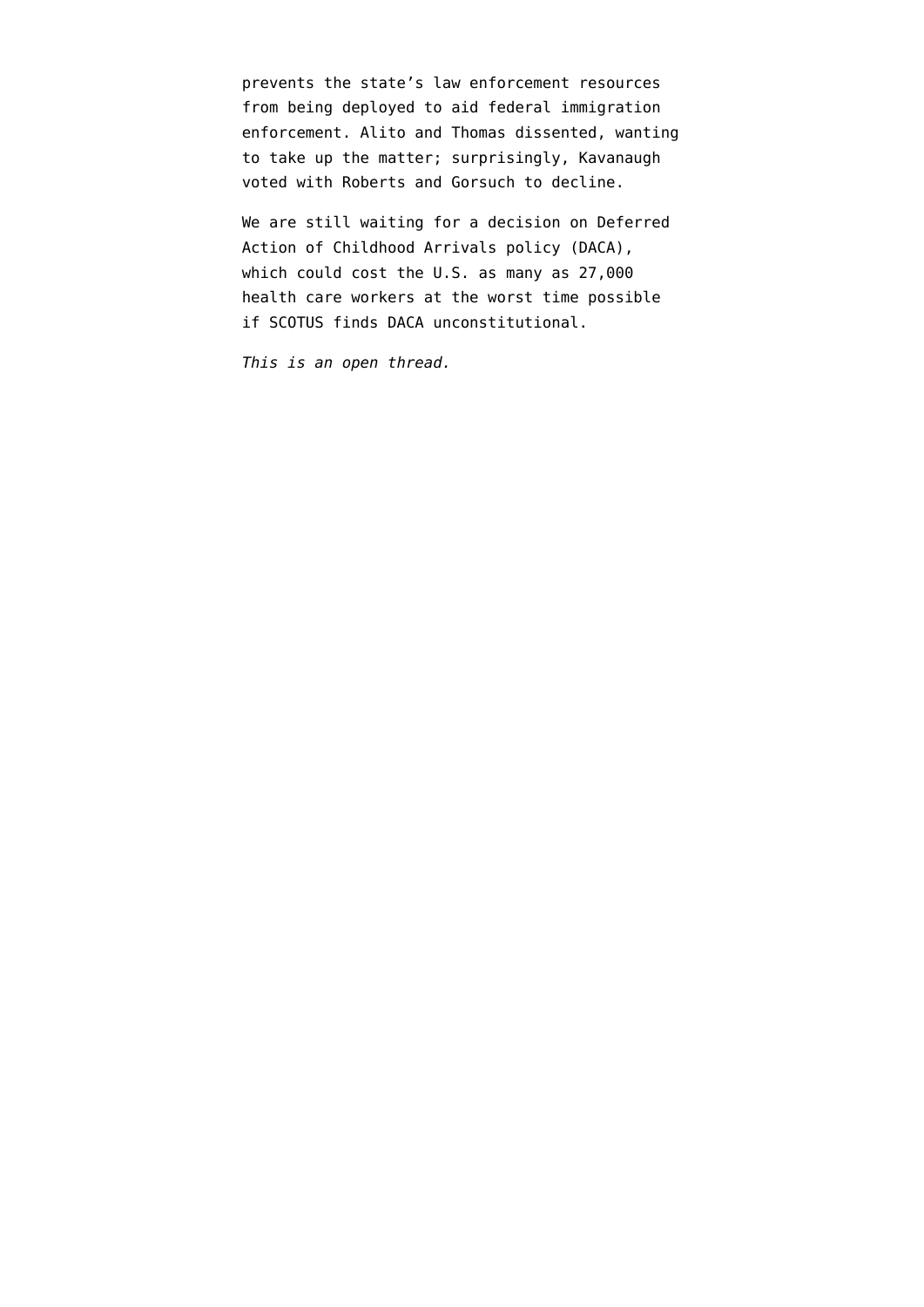prevents the state’s law enforcement resources from being deployed to aid federal immigration enforcement. Alito and Thomas dissented, wanting to take up the matter; surprisingly, Kavanaugh voted with Roberts and Gorsuch to decline.

We are still waiting for a decision on Deferred Action of Childhood Arrivals policy (DACA), which could cost the U.S. as many as 27,000 health care workers at the worst time possible if SCOTUS finds DACA unconstitutional.

*This is an open thread.*